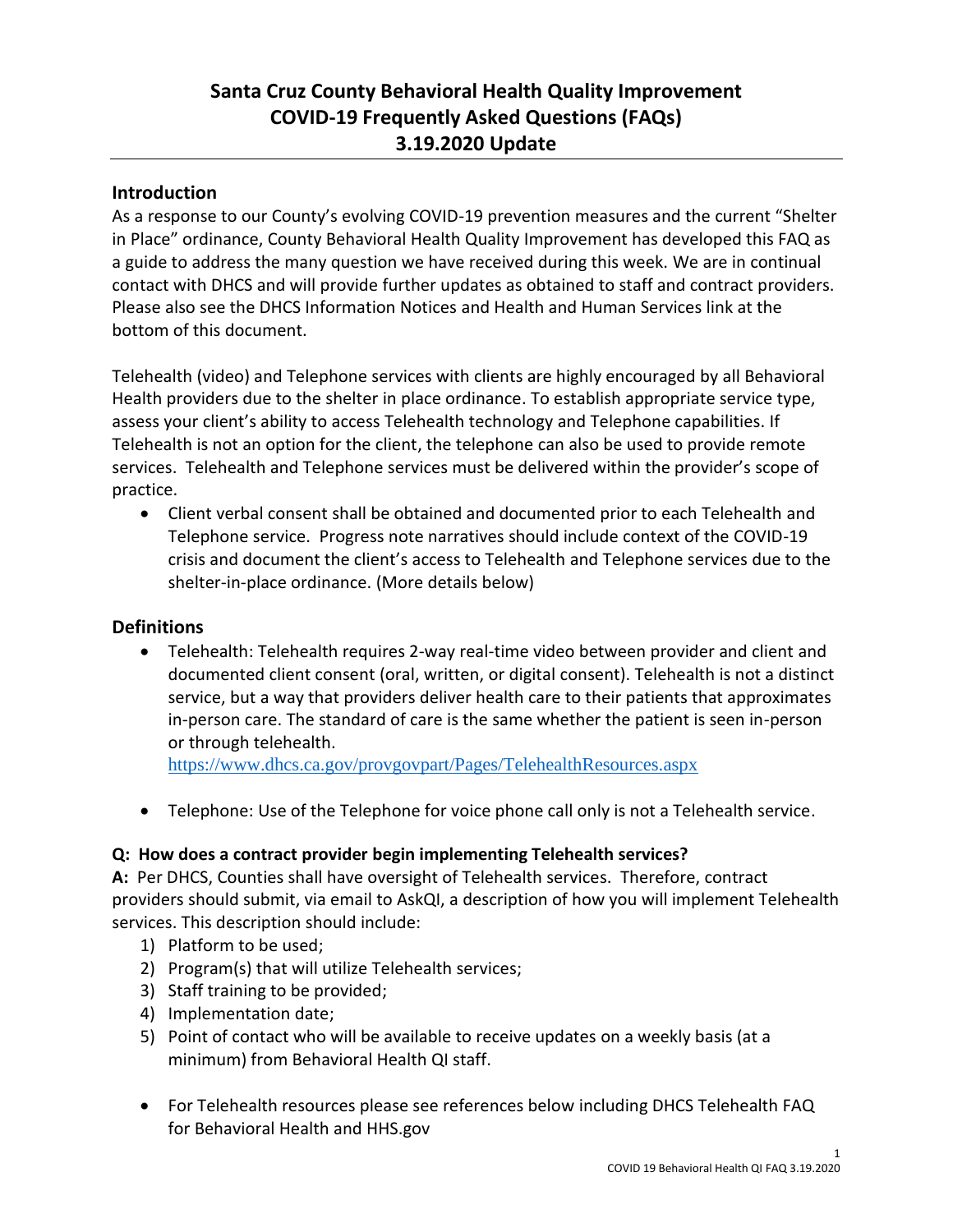# Santa Cruz County Behavioral Health Quality Improvement
# COVID-19 Frequently Asked Questions (FAQs)
# 3.19.2020 Update

## Introduction

As a response to our County's evolving COVID-19 prevention measures and the current "Shelter in Place" ordinance, County Behavioral Health Quality Improvement has developed this FAQ as a guide to address the many question we have received during this week. We are in continual contact with DHCS and will provide further updates as obtained to staff and contract providers. Please also see the DHCS Information Notices and Health and Human Services link at the bottom of this document.

Telehealth (video) and Telephone services with clients are highly encouraged by all Behavioral Health providers due to the shelter in place ordinance. To establish appropriate service type, assess your client's ability to access Telehealth technology and Telephone capabilities. If Telehealth is not an option for the client, the telephone can also be used to provide remote services. Telehealth and Telephone services must be delivered within the provider's scope of practice.

- Client verbal consent shall be obtained and documented prior to each Telehealth and Telephone service. Progress note narratives should include context of the COVID-19 crisis and document the client's access to Telehealth and Telephone services due to the shelter-in-place ordinance. (More details below)

## Definitions

- Telehealth: Telehealth requires 2-way real-time video between provider and client and documented client consent (oral, written, or digital consent). Telehealth is not a distinct service, but a way that providers deliver health care to their patients that approximates in-person care. The standard of care is the same whether the patient is seen in-person or through telehealth. https://www.dhcs.ca.gov/provgovpart/Pages/TelehealthResources.aspx

- Telephone: Use of the Telephone for voice phone call only is not a Telehealth service.

**Q: How does a contract provider begin implementing Telehealth services?**

**A:** Per DHCS, Counties shall have oversight of Telehealth services. Therefore, contract providers should submit, via email to AskQI, a description of how you will implement Telehealth services. This description should include:

1) Platform to be used;
2) Program(s) that will utilize Telehealth services;
3) Staff training to be provided;
4) Implementation date;
5) Point of contact who will be available to receive updates on a weekly basis (at a minimum) from Behavioral Health QI staff.

- For Telehealth resources please see references below including DHCS Telehealth FAQ for Behavioral Health and HHS.gov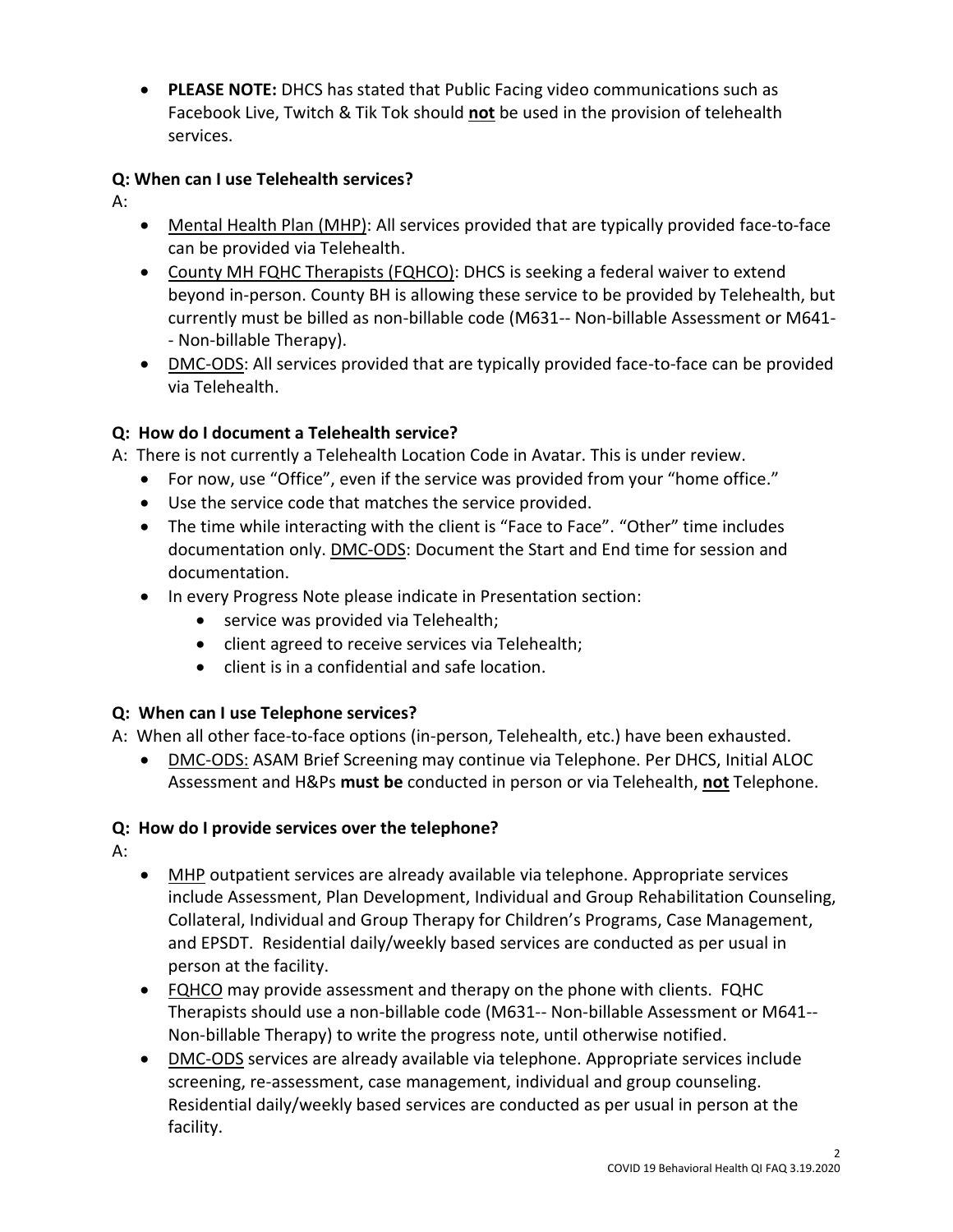- **PLEASE NOTE:** DHCS has stated that Public Facing video communications such as Facebook Live, Twitch & Tik Tok should **not** be used in the provision of telehealth services.

**Q: When can I use Telehealth services?**

A:

- Mental Health Plan (MHP): All services provided that are typically provided face-to-face can be provided via Telehealth.
- County MH FQHC Therapists (FQHCO): DHCS is seeking a federal waiver to extend beyond in-person. County BH is allowing these service to be provided by Telehealth, but currently must be billed as non-billable code (M631-- Non-billable Assessment or M641-- Non-billable Therapy).
- DMC-ODS: All services provided that are typically provided face-to-face can be provided via Telehealth.

**Q: How do I document a Telehealth service?**

A: There is not currently a Telehealth Location Code in Avatar. This is under review.

- For now, use "Office", even if the service was provided from your "home office."
- Use the service code that matches the service provided.
- The time while interacting with the client is "Face to Face". "Other" time includes documentation only. DMC-ODS: Document the Start and End time for session and documentation.
- In every Progress Note please indicate in Presentation section:
  - service was provided via Telehealth;
  - client agreed to receive services via Telehealth;
  - client is in a confidential and safe location.

**Q: When can I use Telephone services?**

A: When all other face-to-face options (in-person, Telehealth, etc.) have been exhausted.

- DMC-ODS: ASAM Brief Screening may continue via Telephone. Per DHCS, Initial ALOC Assessment and H&Ps **must be** conducted in person or via Telehealth, **not** Telephone.

**Q: How do I provide services over the telephone?**

A:

- MHP outpatient services are already available via telephone. Appropriate services include Assessment, Plan Development, Individual and Group Rehabilitation Counseling, Collateral, Individual and Group Therapy for Children's Programs, Case Management, and EPSDT. Residential daily/weekly based services are conducted as per usual in person at the facility.
- FQHCO may provide assessment and therapy on the phone with clients. FQHC Therapists should use a non-billable code (M631-- Non-billable Assessment or M641-- Non-billable Therapy) to write the progress note, until otherwise notified.
- DMC-ODS services are already available via telephone. Appropriate services include screening, re-assessment, case management, individual and group counseling. Residential daily/weekly based services are conducted as per usual in person at the facility.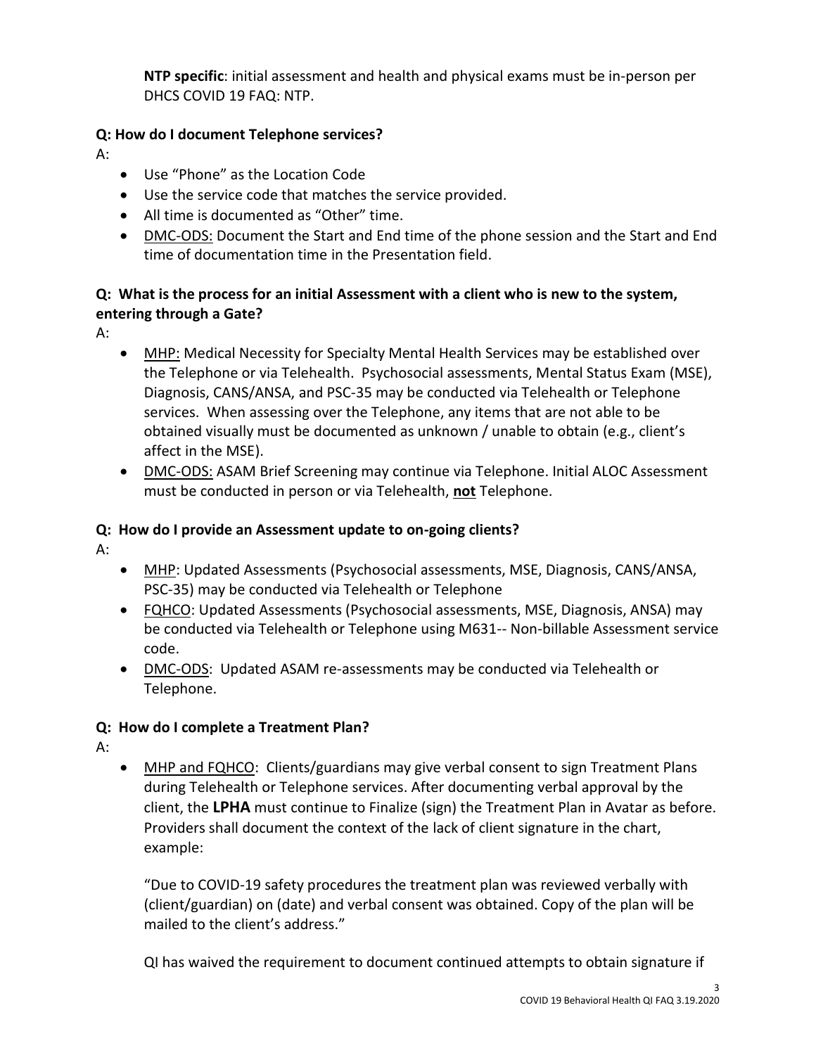**NTP specific**: initial assessment and health and physical exams must be in-person per DHCS COVID 19 FAQ: NTP.

**Q: How do I document Telephone services?**

A:

- Use "Phone" as the Location Code
- Use the service code that matches the service provided.
- All time is documented as "Other" time.
- DMC-ODS: Document the Start and End time of the phone session and the Start and End time of documentation time in the Presentation field.

**Q: What is the process for an initial Assessment with a client who is new to the system, entering through a Gate?**

A:

- MHP: Medical Necessity for Specialty Mental Health Services may be established over the Telephone or via Telehealth. Psychosocial assessments, Mental Status Exam (MSE), Diagnosis, CANS/ANSA, and PSC-35 may be conducted via Telehealth or Telephone services. When assessing over the Telephone, any items that are not able to be obtained visually must be documented as unknown / unable to obtain (e.g., client's affect in the MSE).
- DMC-ODS: ASAM Brief Screening may continue via Telephone. Initial ALOC Assessment must be conducted in person or via Telehealth, **not** Telephone.

**Q: How do I provide an Assessment update to on-going clients?**

A:

- MHP: Updated Assessments (Psychosocial assessments, MSE, Diagnosis, CANS/ANSA, PSC-35) may be conducted via Telehealth or Telephone
- FQHCO: Updated Assessments (Psychosocial assessments, MSE, Diagnosis, ANSA) may be conducted via Telehealth or Telephone using M631-- Non-billable Assessment service code.
- DMC-ODS: Updated ASAM re-assessments may be conducted via Telehealth or Telephone.

**Q: How do I complete a Treatment Plan?**

A:

- MHP and FQHCO: Clients/guardians may give verbal consent to sign Treatment Plans during Telehealth or Telephone services. After documenting verbal approval by the client, the **LPHA** must continue to Finalize (sign) the Treatment Plan in Avatar as before. Providers shall document the context of the lack of client signature in the chart, example:

  "Due to COVID-19 safety procedures the treatment plan was reviewed verbally with (client/guardian) on (date) and verbal consent was obtained. Copy of the plan will be mailed to the client's address."

  QI has waived the requirement to document continued attempts to obtain signature if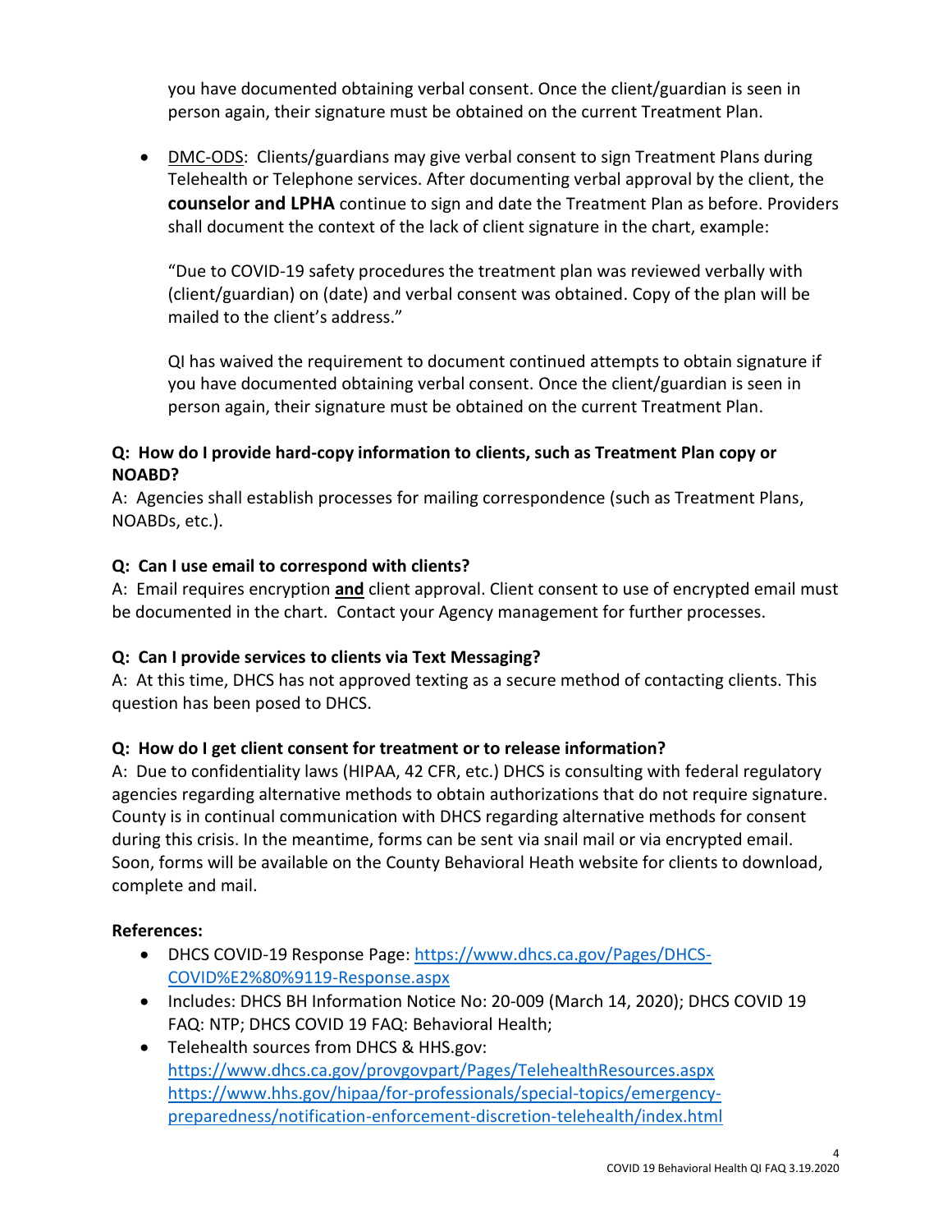you have documented obtaining verbal consent. Once the client/guardian is seen in person again, their signature must be obtained on the current Treatment Plan.

- DMC-ODS: Clients/guardians may give verbal consent to sign Treatment Plans during Telehealth or Telephone services. After documenting verbal approval by the client, the **counselor and LPHA** continue to sign and date the Treatment Plan as before. Providers shall document the context of the lack of client signature in the chart, example:

  "Due to COVID-19 safety procedures the treatment plan was reviewed verbally with (client/guardian) on (date) and verbal consent was obtained. Copy of the plan will be mailed to the client's address."

  QI has waived the requirement to document continued attempts to obtain signature if you have documented obtaining verbal consent. Once the client/guardian is seen in person again, their signature must be obtained on the current Treatment Plan.

**Q: How do I provide hard-copy information to clients, such as Treatment Plan copy or NOABD?**

A: Agencies shall establish processes for mailing correspondence (such as Treatment Plans, NOABDs, etc.).

**Q: Can I use email to correspond with clients?**

A: Email requires encryption **and** client approval. Client consent to use of encrypted email must be documented in the chart. Contact your Agency management for further processes.

**Q: Can I provide services to clients via Text Messaging?**

A: At this time, DHCS has not approved texting as a secure method of contacting clients. This question has been posed to DHCS.

**Q: How do I get client consent for treatment or to release information?**

A: Due to confidentiality laws (HIPAA, 42 CFR, etc.) DHCS is consulting with federal regulatory agencies regarding alternative methods to obtain authorizations that do not require signature. County is in continual communication with DHCS regarding alternative methods for consent during this crisis. In the meantime, forms can be sent via snail mail or via encrypted email. Soon, forms will be available on the County Behavioral Heath website for clients to download, complete and mail.

**References:**

- DHCS COVID-19 Response Page: https://www.dhcs.ca.gov/Pages/DHCS-COVID%E2%80%9119-Response.aspx
- Includes: DHCS BH Information Notice No: 20-009 (March 14, 2020); DHCS COVID 19 FAQ: NTP; DHCS COVID 19 FAQ: Behavioral Health;
- Telehealth sources from DHCS & HHS.gov:
  https://www.dhcs.ca.gov/provgovpart/Pages/TelehealthResources.aspx
  https://www.hhs.gov/hipaa/for-professionals/special-topics/emergency-preparedness/notification-enforcement-discretion-telehealth/index.html